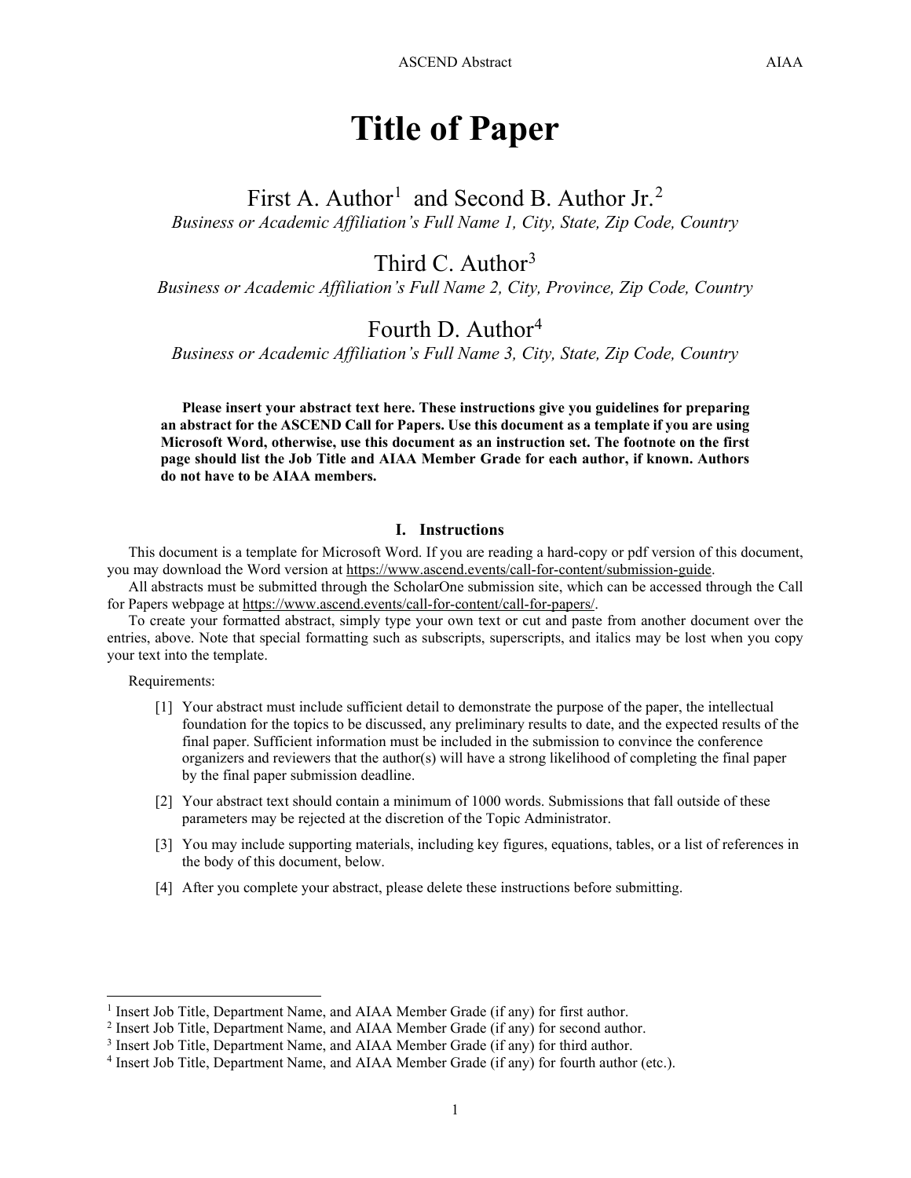# Title of Paper

First A. Author[1] and Second B. Author Jr.[2]

*Business or Academic Affiliation's Full Name 1, City, State, Zip Code, Country*

Third C. Author[3]

*Business or Academic Affiliation's Full Name 2, City, Province, Zip Code, Country*

Fourth D. Author[4]

*Business or Academic Affiliation's Full Name 3, City, State, Zip Code, Country*

**Please insert your abstract text here. These instructions give you guidelines for preparing an abstract for the ASCEND Call for Papers. Use this document as a template if you are using Microsoft Word, otherwise, use this document as an instruction set. The footnote on the first page should list the Job Title and AIAA Member Grade for each author, if known. Authors do not have to be AIAA members.**

## I. Instructions

This document is a template for Microsoft Word. If you are reading a hard-copy or pdf version of this document, you may download the Word version at https://www.ascend.events/call-for-content/submission-guide.

All abstracts must be submitted through the ScholarOne submission site, which can be accessed through the Call for Papers webpage at https://www.ascend.events/call-for-content/call-for-papers/.

To create your formatted abstract, simply type your own text or cut and paste from another document over the entries, above. Note that special formatting such as subscripts, superscripts, and italics may be lost when you copy your text into the template.

Requirements:

[1] Your abstract must include sufficient detail to demonstrate the purpose of the paper, the intellectual foundation for the topics to be discussed, any preliminary results to date, and the expected results of the final paper. Sufficient information must be included in the submission to convince the conference organizers and reviewers that the author(s) will have a strong likelihood of completing the final paper by the final paper submission deadline.

[2] Your abstract text should contain a minimum of 1000 words. Submissions that fall outside of these parameters may be rejected at the discretion of the Topic Administrator.

[3] You may include supporting materials, including key figures, equations, tables, or a list of references in the body of this document, below.

[4] After you complete your abstract, please delete these instructions before submitting.

---

[1] Insert Job Title, Department Name, and AIAA Member Grade (if any) for first author.

[2] Insert Job Title, Department Name, and AIAA Member Grade (if any) for second author.

[3] Insert Job Title, Department Name, and AIAA Member Grade (if any) for third author.

[4] Insert Job Title, Department Name, and AIAA Member Grade (if any) for fourth author (etc.).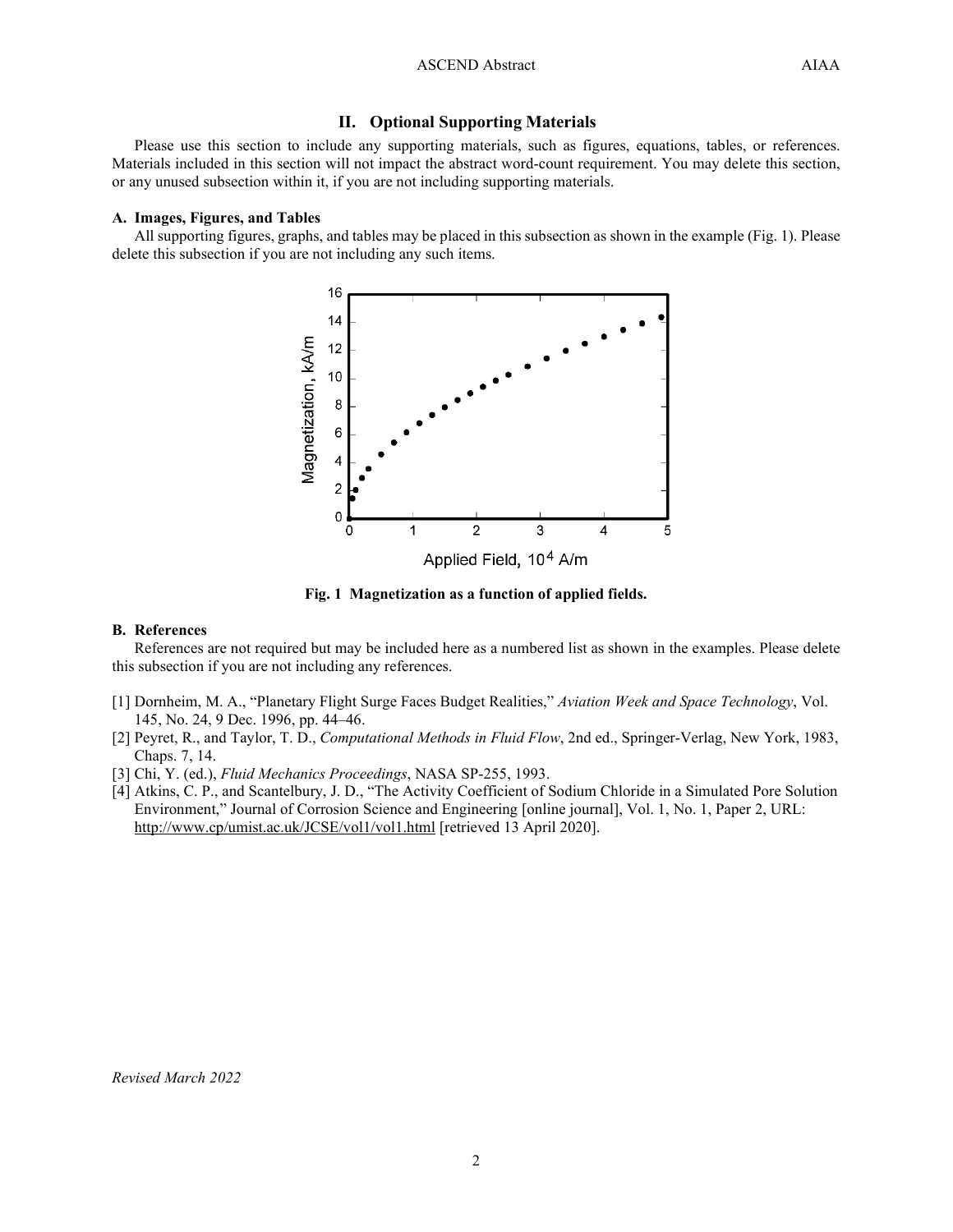## II. Optional Supporting Materials

Please use this section to include any supporting materials, such as figures, equations, tables, or references. Materials included in this section will not impact the abstract word-count requirement. You may delete this section, or any unused subsection within it, if you are not including supporting materials.

### A. Images, Figures, and Tables

All supporting figures, graphs, and tables may be placed in this subsection as shown in the example (Fig. 1). Please delete this subsection if you are not including any such items.

Magnetization, kA/m

16
14
12
10
8
6
4
2
0

0
1
2
3
4
5

Applied Field, $10^4$ A/m

**Fig. 1 Magnetization as a function of applied fields.**

### B. References

References are not required but may be included here as a numbered list as shown in the examples. Please delete this subsection if you are not including any references.

[1] Dornheim, M. A., "Planetary Flight Surge Faces Budget Realities," *Aviation Week and Space Technology*, Vol. 145, No. 24, 9 Dec. 1996, pp. 44–46.

[2] Peyret, R., and Taylor, T. D., *Computational Methods in Fluid Flow*, 2nd ed., Springer-Verlag, New York, 1983, Chaps. 7, 14.

[3] Chi, Y. (ed.), *Fluid Mechanics Proceedings*, NASA SP-255, 1993.

[4] Atkins, C. P., and Scantelbury, J. D., "The Activity Coefficient of Sodium Chloride in a Simulated Pore Solution Environment," Journal of Corrosion Science and Engineering [online journal], Vol. 1, No. 1, Paper 2, URL: http://www.cp/umist.ac.uk/JCSE/vol1/vol1.html [retrieved 13 April 2020].

*Revised March 2022*